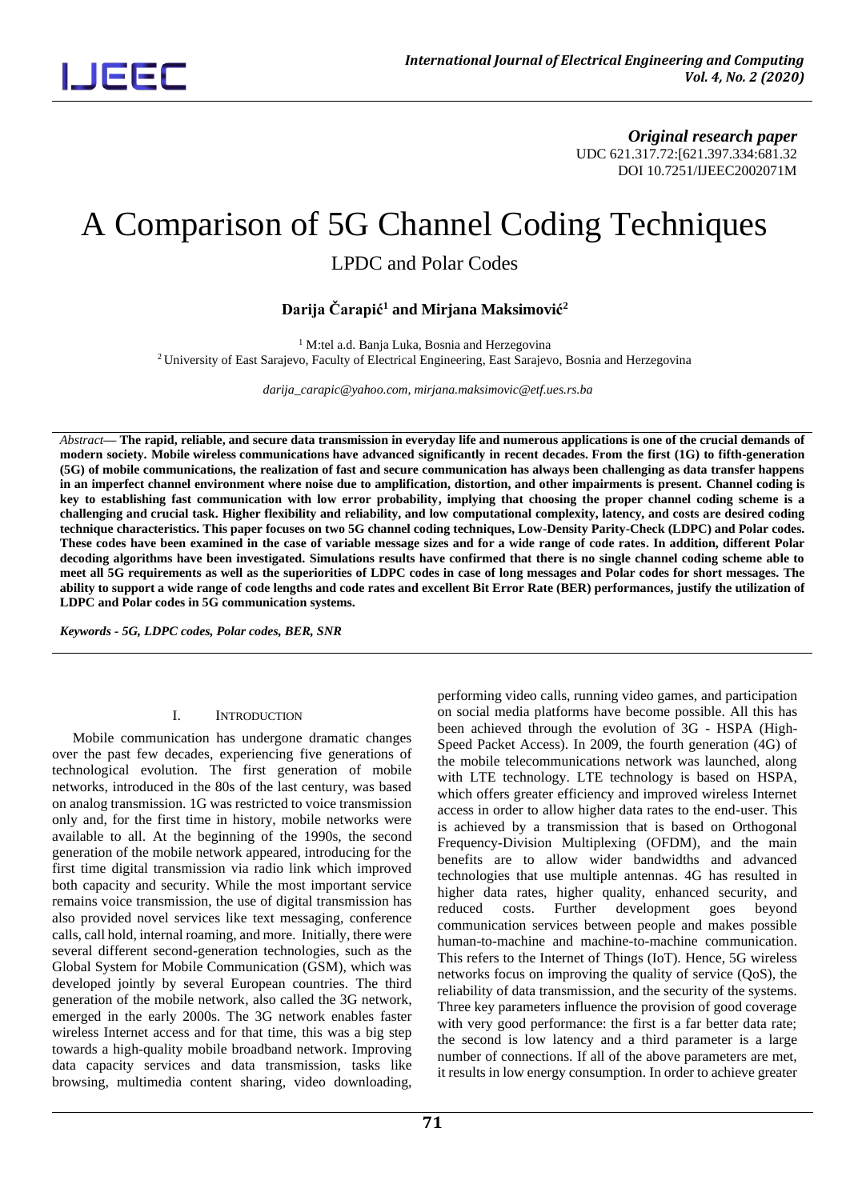*Original research paper*
UDC 621.317.72:[621.397.334:681.32
DOI 10.7251/IJEEC2002071M

# A Comparison of 5G Channel Coding Techniques

## LPDC and Polar Codes

**Darija Čarapić[1] and Mirjana Maksimović[2]**

[1] M:tel a.d. Banja Luka, Bosnia and Herzegovina
[2] University of East Sarajevo, Faculty of Electrical Engineering, East Sarajevo, Bosnia and Herzegovina

*darija_carapic@yahoo.com, mirjana.maksimovic@etf.ues.rs.ba*

*Abstract*— **The rapid, reliable, and secure data transmission in everyday life and numerous applications is one of the crucial demands of modern society. Mobile wireless communications have advanced significantly in recent decades. From the first (1G) to fifth-generation (5G) of mobile communications, the realization of fast and secure communication has always been challenging as data transfer happens in an imperfect channel environment where noise due to amplification, distortion, and other impairments is present. Channel coding is key to establishing fast communication with low error probability, implying that choosing the proper channel coding scheme is a challenging and crucial task. Higher flexibility and reliability, and low computational complexity, latency, and costs are desired coding technique characteristics. This paper focuses on two 5G channel coding techniques, Low-Density Parity-Check (LDPC) and Polar codes. These codes have been examined in the case of variable message sizes and for a wide range of code rates. In addition, different Polar decoding algorithms have been investigated. Simulations results have confirmed that there is no single channel coding scheme able to meet all 5G requirements as well as the superiorities of LDPC codes in case of long messages and Polar codes for short messages. The ability to support a wide range of code lengths and code rates and excellent Bit Error Rate (BER) performances, justify the utilization of LDPC and Polar codes in 5G communication systems.**

***Keywords - 5G, LDPC codes, Polar codes, BER, SNR***

## I. Introduction

Mobile communication has undergone dramatic changes over the past few decades, experiencing five generations of technological evolution. The first generation of mobile networks, introduced in the 80s of the last century, was based on analog transmission. 1G was restricted to voice transmission only and, for the first time in history, mobile networks were available to all. At the beginning of the 1990s, the second generation of the mobile network appeared, introducing for the first time digital transmission via radio link which improved both capacity and security. While the most important service remains voice transmission, the use of digital transmission has also provided novel services like text messaging, conference calls, call hold, internal roaming, and more. Initially, there were several different second-generation technologies, such as the Global System for Mobile Communication (GSM), which was developed jointly by several European countries. The third generation of the mobile network, also called the 3G network, emerged in the early 2000s. The 3G network enables faster wireless Internet access and for that time, this was a big step towards a high-quality mobile broadband network. Improving data capacity services and data transmission, tasks like browsing, multimedia content sharing, video downloading, performing video calls, running video games, and participation on social media platforms have become possible. All this has been achieved through the evolution of 3G - HSPA (High-Speed Packet Access). In 2009, the fourth generation (4G) of the mobile telecommunications network was launched, along with LTE technology. LTE technology is based on HSPA, which offers greater efficiency and improved wireless Internet access in order to allow higher data rates to the end-user. This is achieved by a transmission that is based on Orthogonal Frequency-Division Multiplexing (OFDM), and the main benefits are to allow wider bandwidths and advanced technologies that use multiple antennas. 4G has resulted in higher data rates, higher quality, enhanced security, and reduced costs. Further development goes beyond communication services between people and makes possible human-to-machine and machine-to-machine communication. This refers to the Internet of Things (IoT). Hence, 5G wireless networks focus on improving the quality of service (QoS), the reliability of data transmission, and the security of the systems. Three key parameters influence the provision of good coverage with very good performance: the first is a far better data rate; the second is low latency and a third parameter is a large number of connections. If all of the above parameters are met, it results in low energy consumption. In order to achieve greater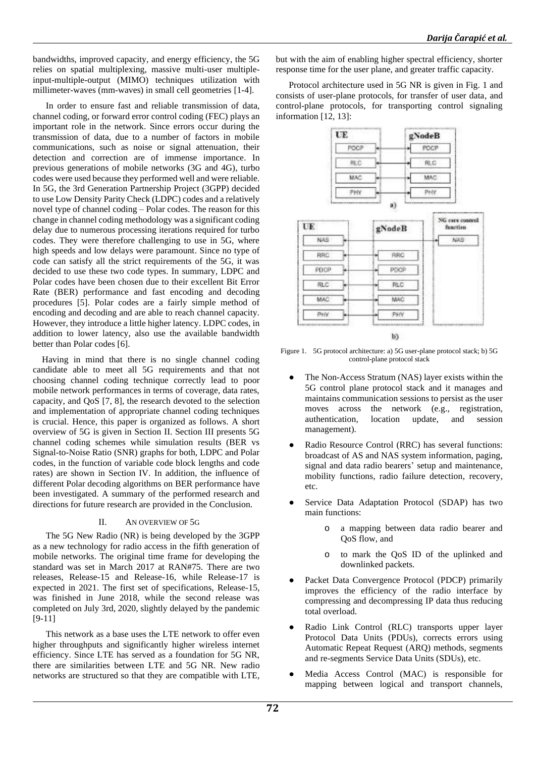bandwidths, improved capacity, and energy efficiency, the 5G relies on spatial multiplexing, massive multi-user multiple-input-multiple-output (MIMO) techniques utilization with millimeter-waves (mm-waves) in small cell geometries [1-4].

In order to ensure fast and reliable transmission of data, channel coding, or forward error control coding (FEC) plays an important role in the network. Since errors occur during the transmission of data, due to a number of factors in mobile communications, such as noise or signal attenuation, their detection and correction are of immense importance. In previous generations of mobile networks (3G and 4G), turbo codes were used because they performed well and were reliable. In 5G, the 3rd Generation Partnership Project (3GPP) decided to use Low Density Parity Check (LDPC) codes and a relatively novel type of channel coding – Polar codes. The reason for this change in channel coding methodology was a significant coding delay due to numerous processing iterations required for turbo codes. They were therefore challenging to use in 5G, where high speeds and low delays were paramount. Since no type of code can satisfy all the strict requirements of the 5G, it was decided to use these two code types. In summary, LDPC and Polar codes have been chosen due to their excellent Bit Error Rate (BER) performance and fast encoding and decoding procedures [5]. Polar codes are a fairly simple method of encoding and decoding and are able to reach channel capacity. However, they introduce a little higher latency. LDPC codes, in addition to lower latency, also use the available bandwidth better than Polar codes [6].

Having in mind that there is no single channel coding candidate able to meet all 5G requirements and that not choosing channel coding technique correctly lead to poor mobile network performances in terms of coverage, data rates, capacity, and QoS [7, 8], the research devoted to the selection and implementation of appropriate channel coding techniques is crucial. Hence, this paper is organized as follows. A short overview of 5G is given in Section II. Section III presents 5G channel coding schemes while simulation results (BER vs Signal-to-Noise Ratio (SNR) graphs for both, LDPC and Polar codes, in the function of variable code block lengths and code rates) are shown in Section IV. In addition, the influence of different Polar decoding algorithms on BER performance have been investigated. A summary of the performed research and directions for future research are provided in the Conclusion.

## II. An Overview of 5G

The 5G New Radio (NR) is being developed by the 3GPP as a new technology for radio access in the fifth generation of mobile networks. The original time frame for developing the standard was set in March 2017 at RAN#75. There are two releases, Release-15 and Release-16, while Release-17 is expected in 2021. The first set of specifications, Release-15, was finished in June 2018, while the second release was completed on July 3rd, 2020, slightly delayed by the pandemic [9-11]

This network as a base uses the LTE network to offer even higher throughputs and significantly higher wireless internet efficiency. Since LTE has served as a foundation for 5G NR, there are similarities between LTE and 5G NR. New radio networks are structured so that they are compatible with LTE, but with the aim of enabling higher spectral efficiency, shorter response time for the user plane, and greater traffic capacity.

Protocol architecture used in 5G NR is given in Fig. 1 and consists of user-plane protocols, for transfer of user data, and control-plane protocols, for transporting control signaling information [12, 13]:

Figure 1. 5G protocol architecture: a) 5G user-plane protocol stack; b) 5G control-plane protocol stack

- The Non-Access Stratum (NAS) layer exists within the 5G control plane protocol stack and it manages and maintains communication sessions to persist as the user moves across the network (e.g., registration, authentication, location update, and session management).
- Radio Resource Control (RRC) has several functions: broadcast of AS and NAS system information, paging, signal and data radio bearers' setup and maintenance, mobility functions, radio failure detection, recovery, etc.
- Service Data Adaptation Protocol (SDAP) has two main functions:
  - a mapping between data radio bearer and QoS flow, and
  - to mark the QoS ID of the uplinked and downlinked packets.
- Packet Data Convergence Protocol (PDCP) primarily improves the efficiency of the radio interface by compressing and decompressing IP data thus reducing total overload.
- Radio Link Control (RLC) transports upper layer Protocol Data Units (PDUs), corrects errors using Automatic Repeat Request (ARQ) methods, segments and re-segments Service Data Units (SDUs), etc.
- Media Access Control (MAC) is responsible for mapping between logical and transport channels,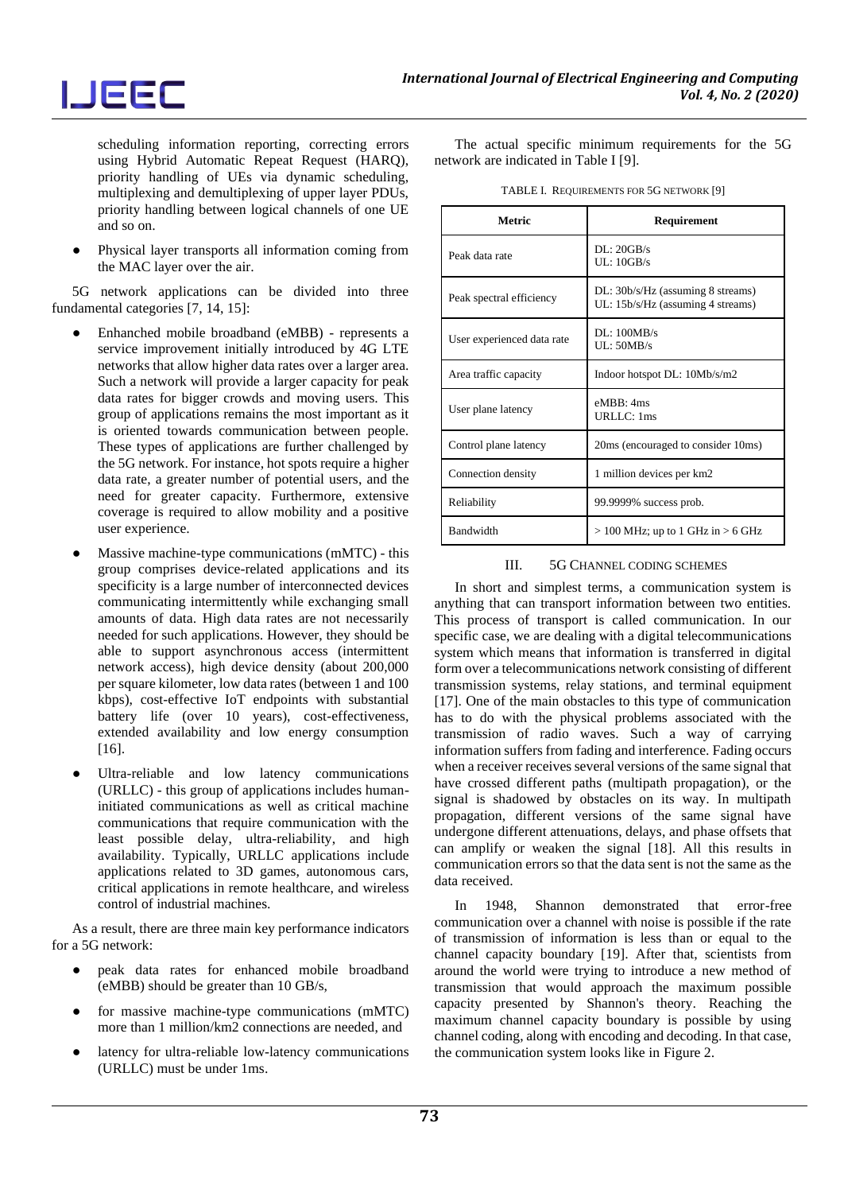scheduling information reporting, correcting errors using Hybrid Automatic Repeat Request (HARQ), priority handling of UEs via dynamic scheduling, multiplexing and demultiplexing of upper layer PDUs, priority handling between logical channels of one UE and so on.

- Physical layer transports all information coming from the MAC layer over the air.

5G network applications can be divided into three fundamental categories [7, 14, 15]:

- Enhanched mobile broadband (eMBB) - represents a service improvement initially introduced by 4G LTE networks that allow higher data rates over a larger area. Such a network will provide a larger capacity for peak data rates for bigger crowds and moving users. This group of applications remains the most important as it is oriented towards communication between people. These types of applications are further challenged by the 5G network. For instance, hot spots require a higher data rate, a greater number of potential users, and the need for greater capacity. Furthermore, extensive coverage is required to allow mobility and a positive user experience.
- Massive machine-type communications (mMTC) - this group comprises device-related applications and its specificity is a large number of interconnected devices communicating intermittently while exchanging small amounts of data. High data rates are not necessarily needed for such applications. However, they should be able to support asynchronous access (intermittent network access), high device density (about 200,000 per square kilometer, low data rates (between 1 and 100 kbps), cost-effective IoT endpoints with substantial battery life (over 10 years), cost-effectiveness, extended availability and low energy consumption [16].
- Ultra-reliable and low latency communications (URLLC) - this group of applications includes human-initiated communications as well as critical machine communications that require communication with the least possible delay, ultra-reliability, and high availability. Typically, URLLC applications include applications related to 3D games, autonomous cars, critical applications in remote healthcare, and wireless control of industrial machines.

As a result, there are three main key performance indicators for a 5G network:

- peak data rates for enhanced mobile broadband (eMBB) should be greater than 10 GB/s,
- for massive machine-type communications (mMTC) more than 1 million/km2 connections are needed, and
- latency for ultra-reliable low-latency communications (URLLC) must be under 1ms.

The actual specific minimum requirements for the 5G network are indicated in Table I [9].

TABLE I. REQUIREMENTS FOR 5G NETWORK [9]

| Metric | Requirement |
|---|---|
| Peak data rate | DL: 20GB/s<br>UL: 10GB/s |
| Peak spectral efficiency | DL: 30b/s/Hz (assuming 8 streams)<br>UL: 15b/s/Hz (assuming 4 streams) |
| User experienced data rate | DL: 100MB/s<br>UL: 50MB/s |
| Area traffic capacity | Indoor hotspot DL: 10Mb/s/m2 |
| User plane latency | eMBB: 4ms<br>URLLC: 1ms |
| Control plane latency | 20ms (encouraged to consider 10ms) |
| Connection density | 1 million devices per km2 |
| Reliability | 99.9999% success prob. |
| Bandwidth | > 100 MHz; up to 1 GHz in > 6 GHz |

## III. 5G Channel Coding Schemes

In short and simplest terms, a communication system is anything that can transport information between two entities. This process of transport is called communication. In our specific case, we are dealing with a digital telecommunications system which means that information is transferred in digital form over a telecommunications network consisting of different transmission systems, relay stations, and terminal equipment [17]. One of the main obstacles to this type of communication has to do with the physical problems associated with the transmission of radio waves. Such a way of carrying information suffers from fading and interference. Fading occurs when a receiver receives several versions of the same signal that have crossed different paths (multipath propagation), or the signal is shadowed by obstacles on its way. In multipath propagation, different versions of the same signal have undergone different attenuations, delays, and phase offsets that can amplify or weaken the signal [18]. All this results in communication errors so that the data sent is not the same as the data received.

In 1948, Shannon demonstrated that error-free communication over a channel with noise is possible if the rate of transmission of information is less than or equal to the channel capacity boundary [19]. After that, scientists from around the world were trying to introduce a new method of transmission that would approach the maximum possible capacity presented by Shannon's theory. Reaching the maximum channel capacity boundary is possible by using channel coding, along with encoding and decoding. In that case, the communication system looks like in Figure 2.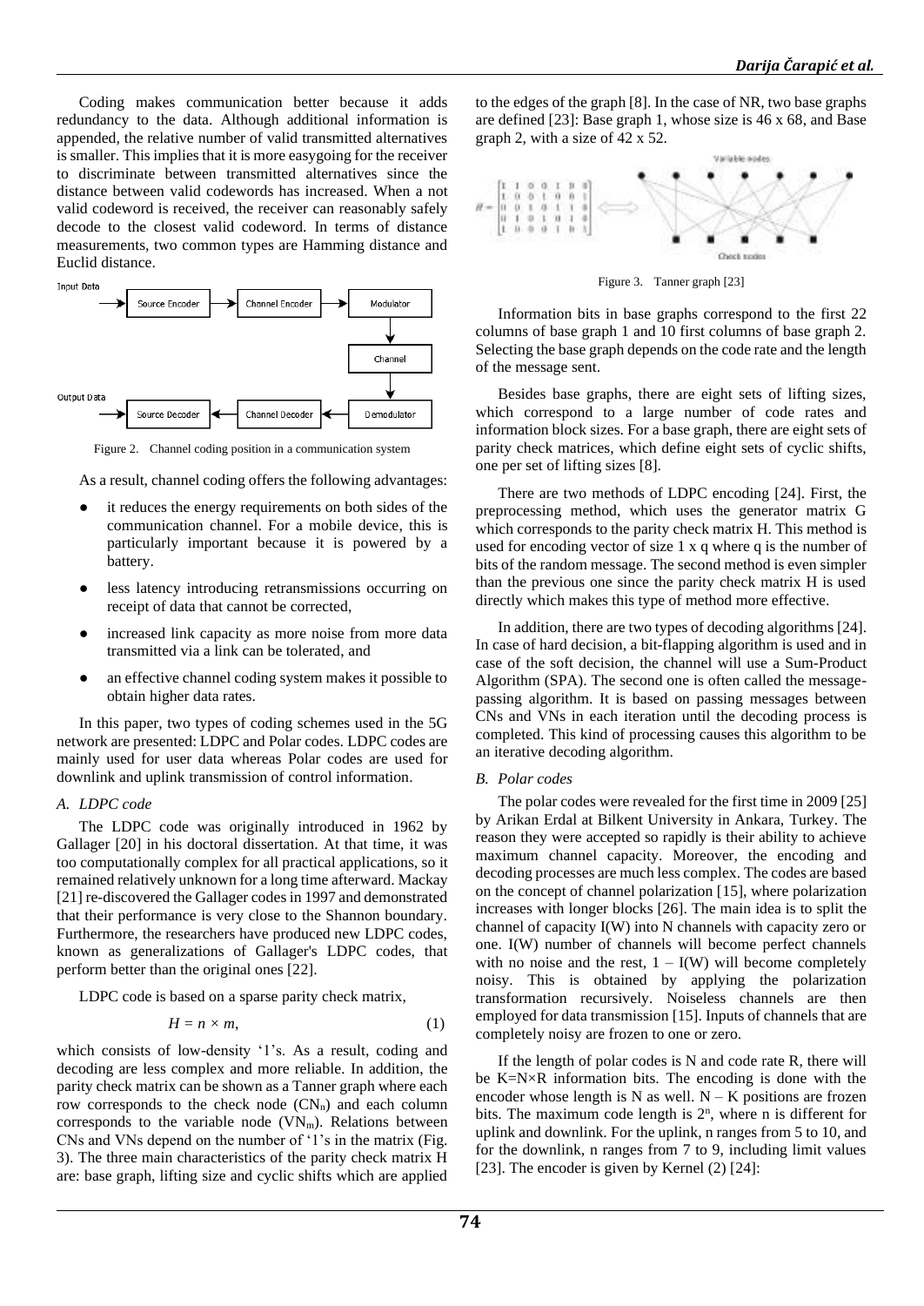Coding makes communication better because it adds redundancy to the data. Although additional information is appended, the relative number of valid transmitted alternatives is smaller. This implies that it is more easygoing for the receiver to discriminate between transmitted alternatives since the distance between valid codewords has increased. When a not valid codeword is received, the receiver can reasonably safely decode to the closest valid codeword. In terms of distance measurements, two common types are Hamming distance and Euclid distance.

Figure 2. Channel coding position in a communication system

As a result, channel coding offers the following advantages:

- it reduces the energy requirements on both sides of the communication channel. For a mobile device, this is particularly important because it is powered by a battery.
- less latency introducing retransmissions occurring on receipt of data that cannot be corrected,
- increased link capacity as more noise from more data transmitted via a link can be tolerated, and
- an effective channel coding system makes it possible to obtain higher data rates.

In this paper, two types of coding schemes used in the 5G network are presented: LDPC and Polar codes. LDPC codes are mainly used for user data whereas Polar codes are used for downlink and uplink transmission of control information.

### *A. LDPC code*

The LDPC code was originally introduced in 1962 by Gallager [20] in his doctoral dissertation. At that time, it was too computationally complex for all practical applications, so it remained relatively unknown for a long time afterward. Mackay [21] re-discovered the Gallager codes in 1997 and demonstrated that their performance is very close to the Shannon boundary. Furthermore, the researchers have produced new LDPC codes, known as generalizations of Gallager's LDPC codes, that perform better than the original ones [22].

LDPC code is based on a sparse parity check matrix,

$$H = n \times m, \tag{1}$$

which consists of low-density '1's. As a result, coding and decoding are less complex and more reliable. In addition, the parity check matrix can be shown as a Tanner graph where each row corresponds to the check node ($CN_n$) and each column corresponds to the variable node ($VN_m$). Relations between CNs and VNs depend on the number of '1's in the matrix (Fig. 3). The three main characteristics of the parity check matrix H are: base graph, lifting size and cyclic shifts which are applied to the edges of the graph [8]. In the case of NR, two base graphs are defined [23]: Base graph 1, whose size is 46 x 68, and Base graph 2, with a size of 42 x 52.

Figure 3. Tanner graph [23]

Information bits in base graphs correspond to the first 22 columns of base graph 1 and 10 first columns of base graph 2. Selecting the base graph depends on the code rate and the length of the message sent.

Besides base graphs, there are eight sets of lifting sizes, which correspond to a large number of code rates and information block sizes. For a base graph, there are eight sets of parity check matrices, which define eight sets of cyclic shifts, one per set of lifting sizes [8].

There are two methods of LDPC encoding [24]. First, the preprocessing method, which uses the generator matrix G which corresponds to the parity check matrix H. This method is used for encoding vector of size 1 x q where q is the number of bits of the random message. The second method is even simpler than the previous one since the parity check matrix H is used directly which makes this type of method more effective.

In addition, there are two types of decoding algorithms [24]. In case of hard decision, a bit-flapping algorithm is used and in case of the soft decision, the channel will use a Sum-Product Algorithm (SPA). The second one is often called the message-passing algorithm. It is based on passing messages between CNs and VNs in each iteration until the decoding process is completed. This kind of processing causes this algorithm to be an iterative decoding algorithm.

### *B. Polar codes*

The polar codes were revealed for the first time in 2009 [25] by Arikan Erdal at Bilkent University in Ankara, Turkey. The reason they were accepted so rapidly is their ability to achieve maximum channel capacity. Moreover, the encoding and decoding processes are much less complex. The codes are based on the concept of channel polarization [15], where polarization increases with longer blocks [26]. The main idea is to split the channel of capacity I(W) into N channels with capacity zero or one. I(W) number of channels will become perfect channels with no noise and the rest, $1 - I(W)$ will become completely noisy. This is obtained by applying the polarization transformation recursively. Noiseless channels are then employed for data transmission [15]. Inputs of channels that are completely noisy are frozen to one or zero.

If the length of polar codes is N and code rate R, there will be $K=N\times R$ information bits. The encoding is done with the encoder whose length is N as well. $N - K$ positions are frozen bits. The maximum code length is $2^n$, where n is different for uplink and downlink. For the uplink, n ranges from 5 to 10, and for the downlink, n ranges from 7 to 9, including limit values [23]. The encoder is given by Kernel (2) [24]: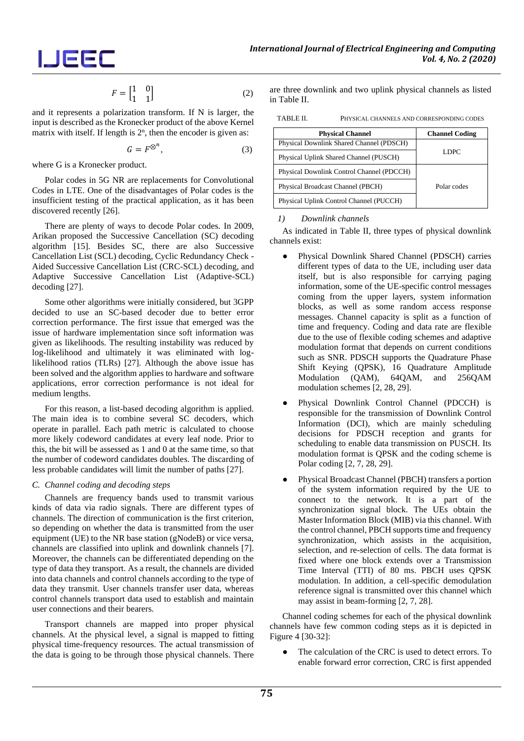$$F = \begin{bmatrix} 1 & 0 \\ 1 & 1 \end{bmatrix} \tag{2}$$

and it represents a polarization transform. If N is larger, the input is described as the Kronecker product of the above Kernel matrix with itself. If length is $2^n$, then the encoder is given as:

$$G = F^{\otimes^n}, \tag{3}$$

where G is a Kronecker product.

Polar codes in 5G NR are replacements for Convolutional Codes in LTE. One of the disadvantages of Polar codes is the insufficient testing of the practical application, as it has been discovered recently [26].

There are plenty of ways to decode Polar codes. In 2009, Arikan proposed the Successive Cancellation (SC) decoding algorithm [15]. Besides SC, there are also Successive Cancellation List (SCL) decoding, Cyclic Redundancy Check - Aided Successive Cancellation List (CRC-SCL) decoding, and Adaptive Successive Cancellation List (Adaptive-SCL) decoding [27].

Some other algorithms were initially considered, but 3GPP decided to use an SC-based decoder due to better error correction performance. The first issue that emerged was the issue of hardware implementation since soft information was given as likelihoods. The resulting instability was reduced by log-likelihood and ultimately it was eliminated with log-likelihood ratios (TLRs) [27]. Although the above issue has been solved and the algorithm applies to hardware and software applications, error correction performance is not ideal for medium lengths.

For this reason, a list-based decoding algorithm is applied. The main idea is to combine several SC decoders, which operate in parallel. Each path metric is calculated to choose more likely codeword candidates at every leaf node. Prior to this, the bit will be assessed as 1 and 0 at the same time, so that the number of codeword candidates doubles. The discarding of less probable candidates will limit the number of paths [27].

### C. Channel coding and decoding steps

Channels are frequency bands used to transmit various kinds of data via radio signals. There are different types of channels. The direction of communication is the first criterion, so depending on whether the data is transmitted from the user equipment (UE) to the NR base station (gNodeB) or vice versa, channels are classified into uplink and downlink channels [7]. Moreover, the channels can be differentiated depending on the type of data they transport. As a result, the channels are divided into data channels and control channels according to the type of data they transmit. User channels transfer user data, whereas control channels transport data used to establish and maintain user connections and their bearers.

Transport channels are mapped into proper physical channels. At the physical level, a signal is mapped to fitting physical time-frequency resources. The actual transmission of the data is going to be through those physical channels. There are three downlink and two uplink physical channels as listed in Table II.

TABLE II. PHYSICAL CHANNELS AND CORRESPONDING CODES

| Physical Channel | Channel Coding |
|---|---|
| Physical Downlink Shared Channel (PDSCH) | LDPC |
| Physical Uplink Shared Channel (PUSCH) | |
| Physical Downlink Control Channel (PDCCH) | Polar codes |
| Physical Broadcast Channel (PBCH) | |
| Physical Uplink Control Channel (PUCCH) | |

#### *1) Downlink channels*

As indicated in Table II, three types of physical downlink channels exist:

- Physical Downlink Shared Channel (PDSCH) carries different types of data to the UE, including user data itself, but is also responsible for carrying paging information, some of the UE-specific control messages coming from the upper layers, system information blocks, as well as some random access response messages. Channel capacity is split as a function of time and frequency. Coding and data rate are flexible due to the use of flexible coding schemes and adaptive modulation format that depends on current conditions such as SNR. PDSCH supports the Quadrature Phase Shift Keying (QPSK), 16 Quadrature Amplitude Modulation (QAM), 64QAM, and 256QAM modulation schemes [2, 28, 29].
- Physical Downlink Control Channel (PDCCH) is responsible for the transmission of Downlink Control Information (DCI), which are mainly scheduling decisions for PDSCH reception and grants for scheduling to enable data transmission on PUSCH. Its modulation format is QPSK and the coding scheme is Polar coding [2, 7, 28, 29].
- Physical Broadcast Channel (PBCH) transfers a portion of the system information required by the UE to connect to the network. It is a part of the synchronization signal block. The UEs obtain the Master Information Block (MIB) via this channel. With the control channel, PBCH supports time and frequency synchronization, which assists in the acquisition, selection, and re-selection of cells. The data format is fixed where one block extends over a Transmission Time Interval (TTI) of 80 ms. PBCH uses QPSK modulation. In addition, a cell-specific demodulation reference signal is transmitted over this channel which may assist in beam-forming [2, 7, 28].

Channel coding schemes for each of the physical downlink channels have few common coding steps as it is depicted in Figure 4 [30-32]:

- The calculation of the CRC is used to detect errors. To enable forward error correction, CRC is first appended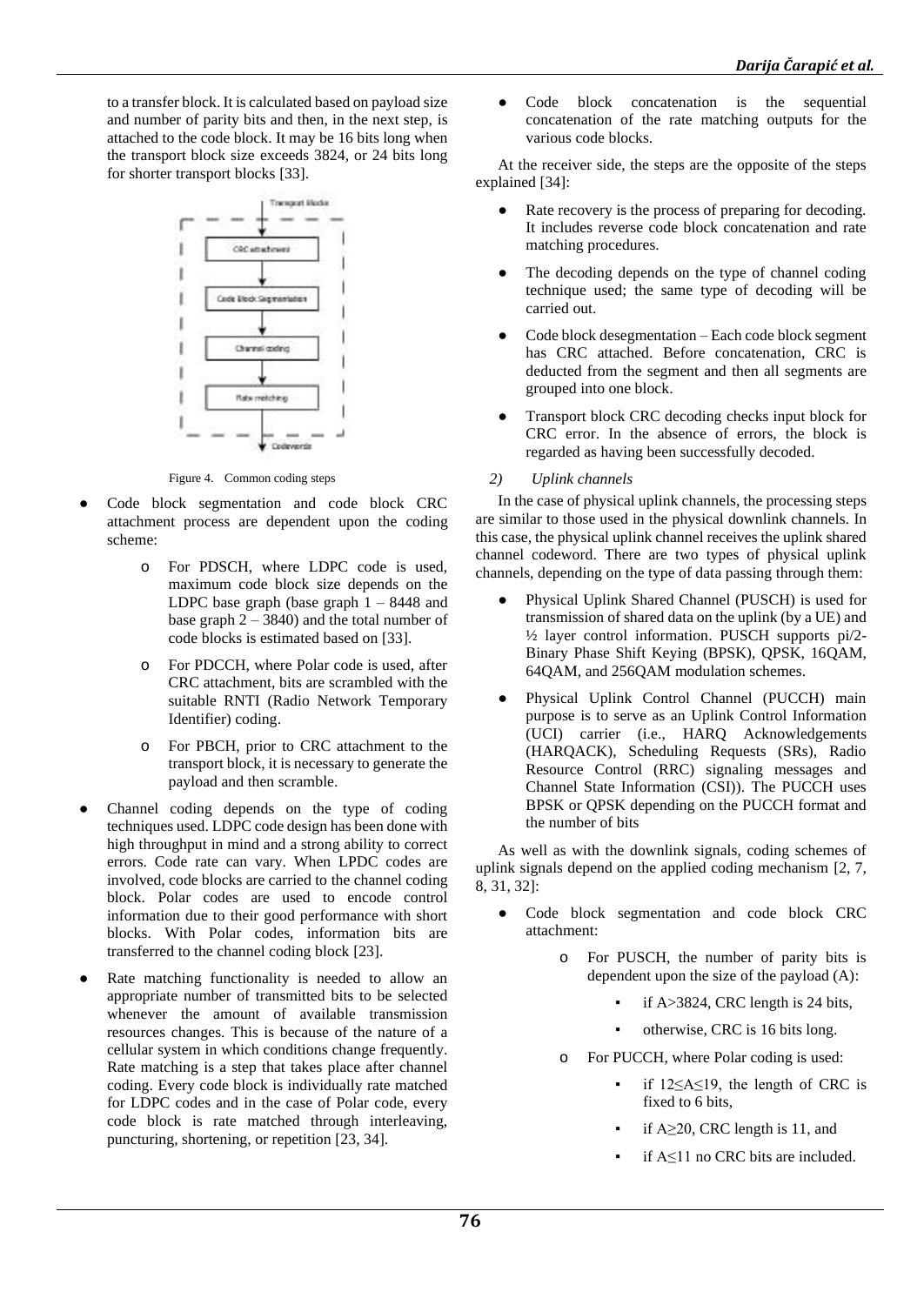to a transfer block. It is calculated based on payload size and number of parity bits and then, in the next step, is attached to the code block. It may be 16 bits long when the transport block size exceeds 3824, or 24 bits long for shorter transport blocks [33].

Figure 4. Common coding steps

- Code block segmentation and code block CRC attachment process are dependent upon the coding scheme:
  - For PDSCH, where LDPC code is used, maximum code block size depends on the LDPC base graph (base graph 1 – 8448 and base graph 2 – 3840) and the total number of code blocks is estimated based on [33].
  - For PDCCH, where Polar code is used, after CRC attachment, bits are scrambled with the suitable RNTI (Radio Network Temporary Identifier) coding.
  - For PBCH, prior to CRC attachment to the transport block, it is necessary to generate the payload and then scramble.
- Channel coding depends on the type of coding techniques used. LDPC code design has been done with high throughput in mind and a strong ability to correct errors. Code rate can vary. When LPDC codes are involved, code blocks are carried to the channel coding block. Polar codes are used to encode control information due to their good performance with short blocks. With Polar codes, information bits are transferred to the channel coding block [23].
- Rate matching functionality is needed to allow an appropriate number of transmitted bits to be selected whenever the amount of available transmission resources changes. This is because of the nature of a cellular system in which conditions change frequently. Rate matching is a step that takes place after channel coding. Every code block is individually rate matched for LDPC codes and in the case of Polar code, every code block is rate matched through interleaving, puncturing, shortening, or repetition [23, 34].
- Code block concatenation is the sequential concatenation of the rate matching outputs for the various code blocks.

At the receiver side, the steps are the opposite of the steps explained [34]:

- Rate recovery is the process of preparing for decoding. It includes reverse code block concatenation and rate matching procedures.
- The decoding depends on the type of channel coding technique used; the same type of decoding will be carried out.
- Code block desegmentation – Each code block segment has CRC attached. Before concatenation, CRC is deducted from the segment and then all segments are grouped into one block.
- Transport block CRC decoding checks input block for CRC error. In the absence of errors, the block is regarded as having been successfully decoded.

### 2) *Uplink channels*

In the case of physical uplink channels, the processing steps are similar to those used in the physical downlink channels. In this case, the physical uplink channel receives the uplink shared channel codeword. There are two types of physical uplink channels, depending on the type of data passing through them:

- Physical Uplink Shared Channel (PUSCH) is used for transmission of shared data on the uplink (by a UE) and ½ layer control information. PUSCH supports pi/2-Binary Phase Shift Keying (BPSK), QPSK, 16QAM, 64QAM, and 256QAM modulation schemes.
- Physical Uplink Control Channel (PUCCH) main purpose is to serve as an Uplink Control Information (UCI) carrier (i.e., HARQ Acknowledgements (HARQACK), Scheduling Requests (SRs), Radio Resource Control (RRC) signaling messages and Channel State Information (CSI)). The PUCCH uses BPSK or QPSK depending on the PUCCH format and the number of bits

As well as with the downlink signals, coding schemes of uplink signals depend on the applied coding mechanism [2, 7, 8, 31, 32]:

- Code block segmentation and code block CRC attachment:
  - For PUSCH, the number of parity bits is dependent upon the size of the payload (A):
    - if $A>3824$, CRC length is 24 bits,
    - otherwise, CRC is 16 bits long.
  - For PUCCH, where Polar coding is used:
    - if $12 \leq A \leq 19$, the length of CRC is fixed to 6 bits,
    - if $A \geq 20$, CRC length is 11, and
    - if $A \leq 11$ no CRC bits are included.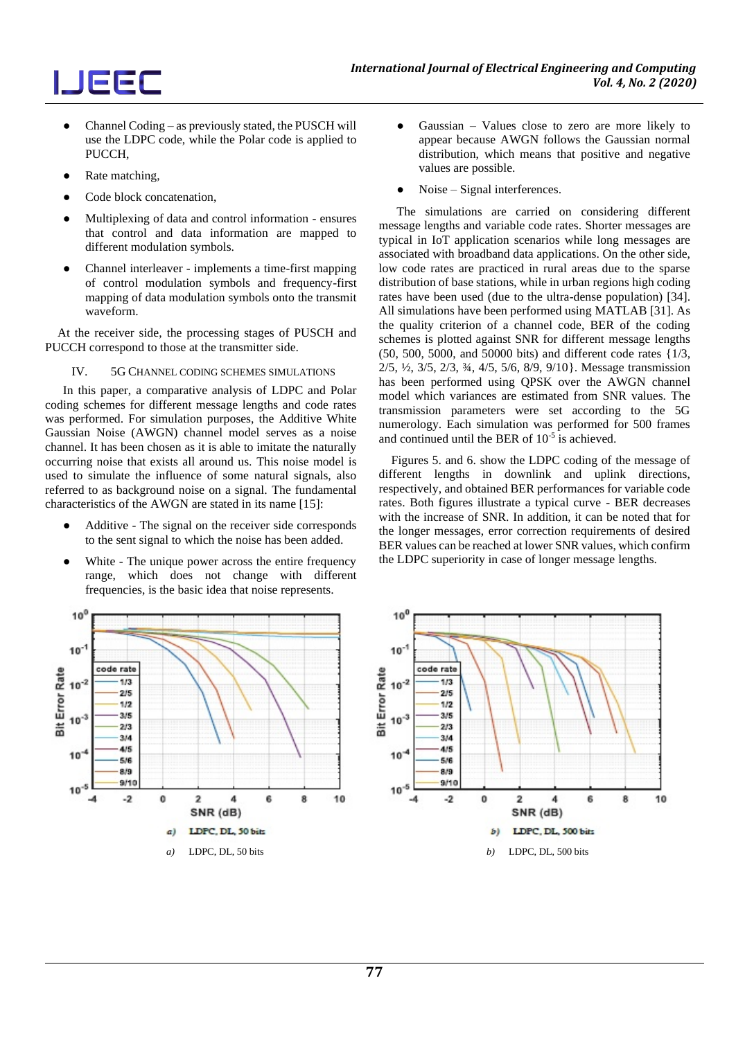- Channel Coding – as previously stated, the PUSCH will use the LDPC code, while the Polar code is applied to PUCCH,
- Rate matching,
- Code block concatenation,
- Multiplexing of data and control information - ensures that control and data information are mapped to different modulation symbols.
- Channel interleaver - implements a time-first mapping of control modulation symbols and frequency-first mapping of data modulation symbols onto the transmit waveform.

At the receiver side, the processing stages of PUSCH and PUCCH correspond to those at the transmitter side.

## IV. 5G Channel Coding Schemes Simulations

In this paper, a comparative analysis of LDPC and Polar coding schemes for different message lengths and code rates was performed. For simulation purposes, the Additive White Gaussian Noise (AWGN) channel model serves as a noise channel. It has been chosen as it is able to imitate the naturally occurring noise that exists all around us. This noise model is used to simulate the influence of some natural signals, also referred to as background noise on a signal. The fundamental characteristics of the AWGN are stated in its name [15]:

- Additive - The signal on the receiver side corresponds to the sent signal to which the noise has been added.
- White - The unique power across the entire frequency range, which does not change with different frequencies, is the basic idea that noise represents.
- Gaussian – Values close to zero are more likely to appear because AWGN follows the Gaussian normal distribution, which means that positive and negative values are possible.
- Noise – Signal interferences.

The simulations are carried on considering different message lengths and variable code rates. Shorter messages are typical in IoT application scenarios while long messages are associated with broadband data applications. On the other side, low code rates are practiced in rural areas due to the sparse distribution of base stations, while in urban regions high coding rates have been used (due to the ultra-dense population) [34]. All simulations have been performed using MATLAB [31]. As the quality criterion of a channel code, BER of the coding schemes is plotted against SNR for different message lengths (50, 500, 5000, and 50000 bits) and different code rates {1/3, 2/5, ½, 3/5, 2/3, ¾, 4/5, 5/6, 8/9, 9/10}. Message transmission has been performed using QPSK over the AWGN channel model which variances are estimated from SNR values. The transmission parameters were set according to the 5G numerology. Each simulation was performed for 500 frames and continued until the BER of $10^{-5}$ is achieved.

Figures 5. and 6. show the LDPC coding of the message of different lengths in downlink and uplink directions, respectively, and obtained BER performances for variable code rates. Both figures illustrate a typical curve - BER decreases with the increase of SNR. In addition, it can be noted that for the longer messages, error correction requirements of desired BER values can be reached at lower SNR values, which confirm the LDPC superiority in case of longer message lengths.

*a)* LDPC, DL, 50 bits

*b)* LDPC, DL, 500 bits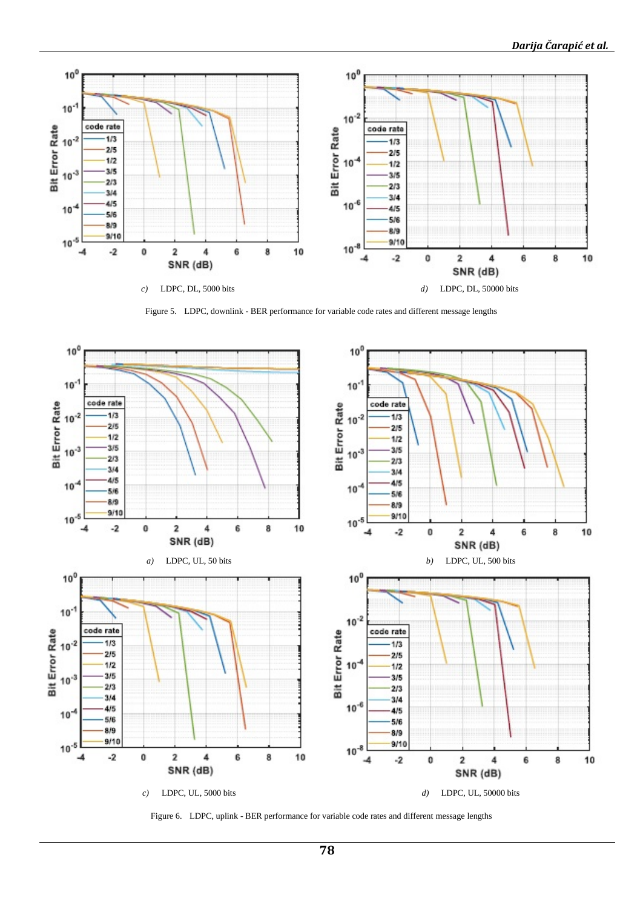c) LDPC, DL, 5000 bits

d) LDPC, DL, 50000 bits

Figure 5. LDPC, downlink - BER performance for variable code rates and different message lengths

a) LDPC, UL, 50 bits

b) LDPC, UL, 500 bits

c) LDPC, UL, 5000 bits

d) LDPC, UL, 50000 bits

Figure 6. LDPC, uplink - BER performance for variable code rates and different message lengths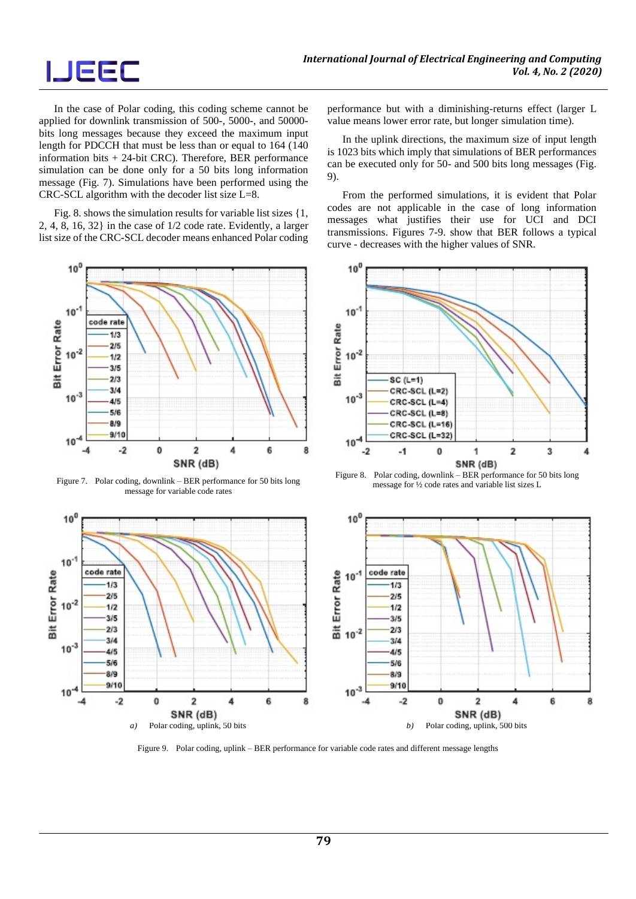In the case of Polar coding, this coding scheme cannot be applied for downlink transmission of 500-, 5000-, and 50000-bits long messages because they exceed the maximum input length for PDCCH that must be less than or equal to 164 (140 information bits + 24-bit CRC). Therefore, BER performance simulation can be done only for a 50 bits long information message (Fig. 7). Simulations have been performed using the CRC-SCL algorithm with the decoder list size L=8.

Fig. 8. shows the simulation results for variable list sizes {1, 2, 4, 8, 16, 32} in the case of 1/2 code rate. Evidently, a larger list size of the CRC-SCL decoder means enhanced Polar coding performance but with a diminishing-returns effect (larger L value means lower error rate, but longer simulation time).

In the uplink directions, the maximum size of input length is 1023 bits which imply that simulations of BER performances can be executed only for 50- and 500 bits long messages (Fig. 9).

From the performed simulations, it is evident that Polar codes are not applicable in the case of long information messages what justifies their use for UCI and DCI transmissions. Figures 7-9. show that BER follows a typical curve - decreases with the higher values of SNR.

Figure 7. Polar coding, downlink – BER performance for 50 bits long message for variable code rates

Figure 8. Polar coding, downlink – BER performance for 50 bits long message for ½ code rates and variable list sizes L

*a)* Polar coding, uplink, 50 bits

*b)* Polar coding, uplink, 500 bits

Figure 9. Polar coding, uplink – BER performance for variable code rates and different message lengths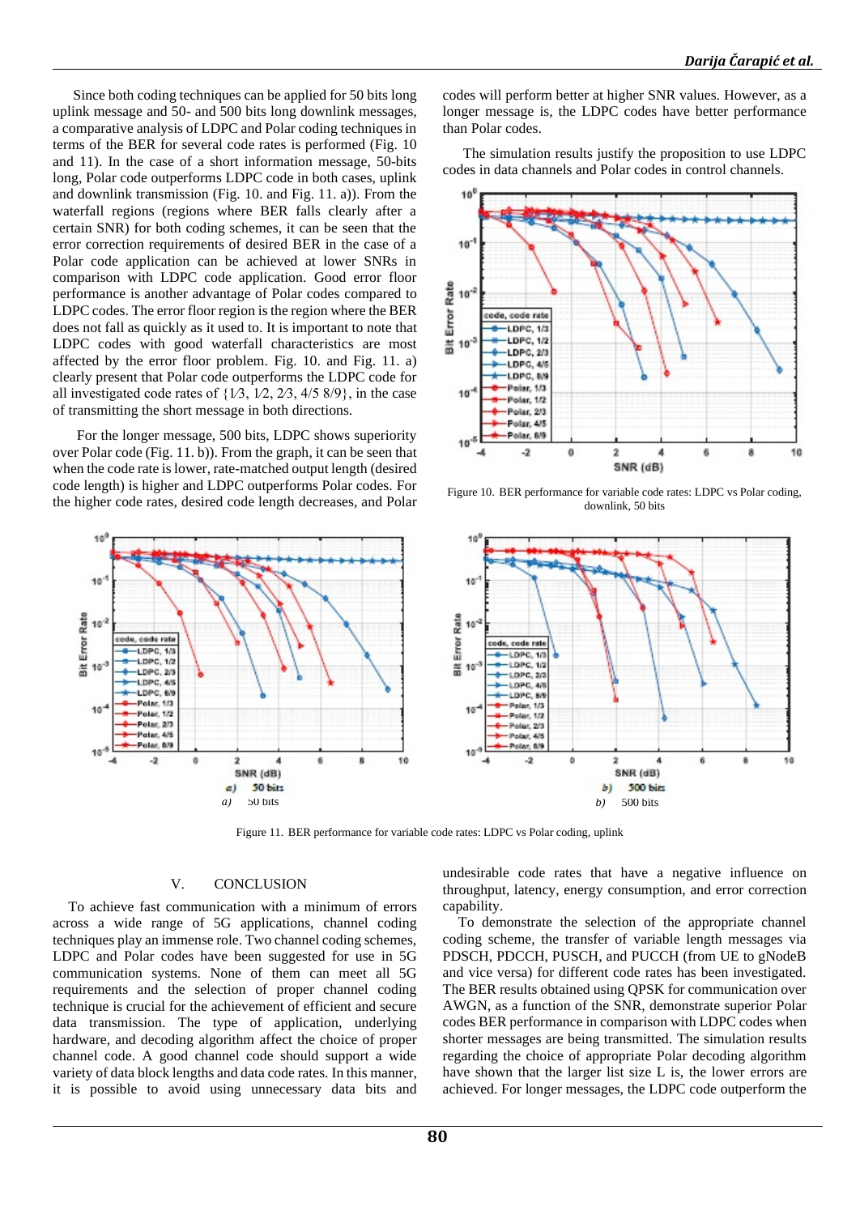Since both coding techniques can be applied for 50 bits long uplink message and 50- and 500 bits long downlink messages, a comparative analysis of LDPC and Polar coding techniques in terms of the BER for several code rates is performed (Fig. 10 and 11). In the case of a short information message, 50-bits long, Polar code outperforms LDPC code in both cases, uplink and downlink transmission (Fig. 10. and Fig. 11. a)). From the waterfall regions (regions where BER falls clearly after a certain SNR) for both coding schemes, it can be seen that the error correction requirements of desired BER in the case of a Polar code application can be achieved at lower SNRs in comparison with LDPC code application. Good error floor performance is another advantage of Polar codes compared to LDPC codes. The error floor region is the region where the BER does not fall as quickly as it used to. It is important to note that LDPC codes with good waterfall characteristics are most affected by the error floor problem. Fig. 10. and Fig. 11. a) clearly present that Polar code outperforms the LDPC code for all investigated code rates of {1⁄3, 1⁄2, 2⁄3, 4/5 8/9}, in the case of transmitting the short message in both directions.

For the longer message, 500 bits, LDPC shows superiority over Polar code (Fig. 11. b)). From the graph, it can be seen that when the code rate is lower, rate-matched output length (desired code length) is higher and LDPC outperforms Polar codes. For the higher code rates, desired code length decreases, and Polar codes will perform better at higher SNR values. However, as a longer message is, the LDPC codes have better performance than Polar codes.

The simulation results justify the proposition to use LDPC codes in data channels and Polar codes in control channels.

Figure 10. BER performance for variable code rates: LDPC vs Polar coding, downlink, 50 bits

*a)* 50 bits

*b)* 500 bits

Figure 11. BER performance for variable code rates: LDPC vs Polar coding, uplink

## V. CONCLUSION

To achieve fast communication with a minimum of errors across a wide range of 5G applications, channel coding techniques play an immense role. Two channel coding schemes, LDPC and Polar codes have been suggested for use in 5G communication systems. None of them can meet all 5G requirements and the selection of proper channel coding technique is crucial for the achievement of efficient and secure data transmission. The type of application, underlying hardware, and decoding algorithm affect the choice of proper channel code. A good channel code should support a wide variety of data block lengths and data code rates. In this manner, it is possible to avoid using unnecessary data bits and undesirable code rates that have a negative influence on throughput, latency, energy consumption, and error correction capability.

To demonstrate the selection of the appropriate channel coding scheme, the transfer of variable length messages via PDSCH, PDCCH, PUSCH, and PUCCH (from UE to gNodeB and vice versa) for different code rates has been investigated. The BER results obtained using QPSK for communication over AWGN, as a function of the SNR, demonstrate superior Polar codes BER performance in comparison with LDPC codes when shorter messages are being transmitted. The simulation results regarding the choice of appropriate Polar decoding algorithm have shown that the larger list size L is, the lower errors are achieved. For longer messages, the LDPC code outperform the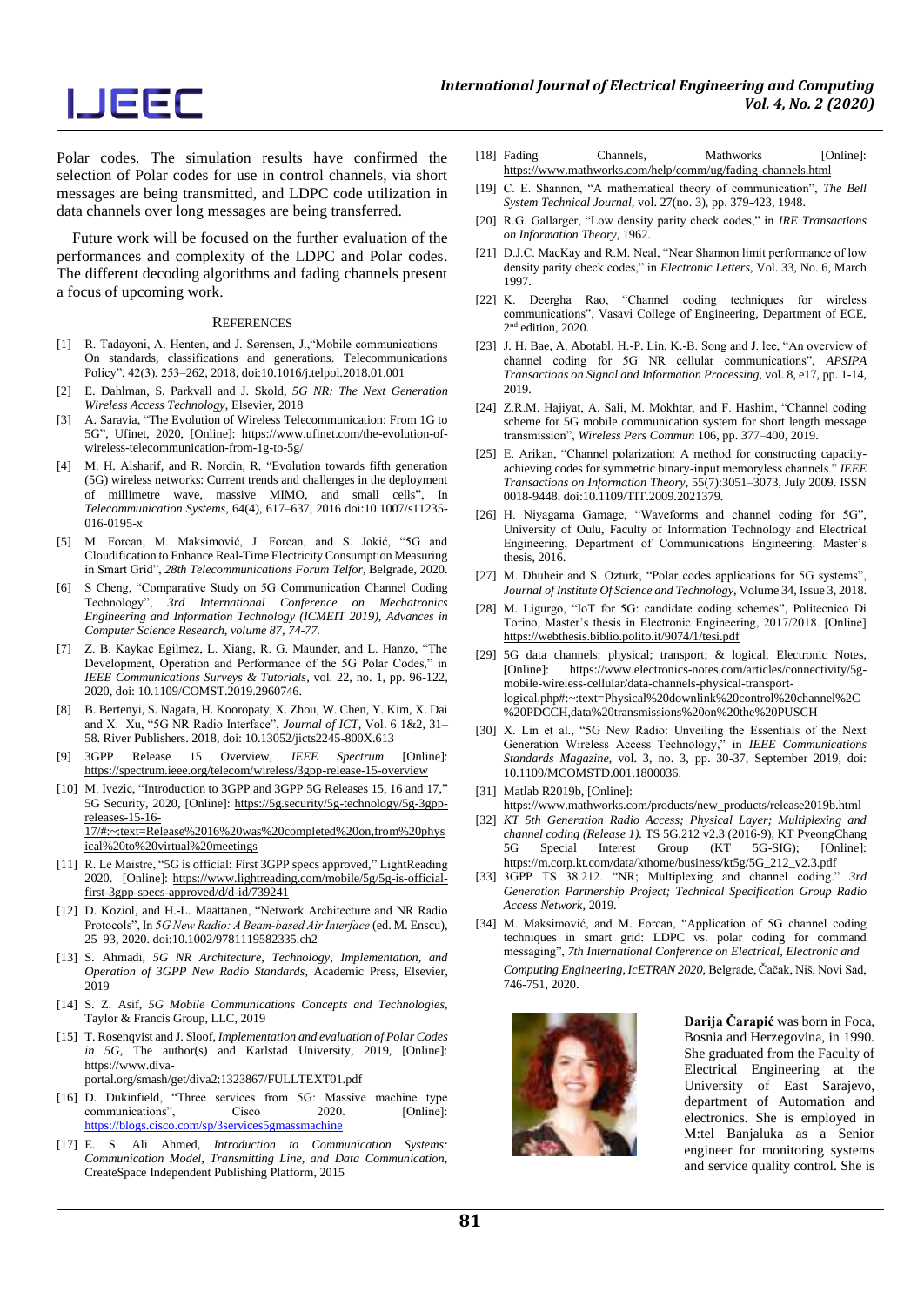Polar codes. The simulation results have confirmed the selection of Polar codes for use in control channels, via short messages are being transmitted, and LDPC code utilization in data channels over long messages are being transferred.

Future work will be focused on the further evaluation of the performances and complexity of the LDPC and Polar codes. The different decoding algorithms and fading channels present a focus of upcoming work.

## References

[1] R. Tadayoni, A. Henten, and J. Sørensen, J.,"Mobile communications – On standards, classifications and generations. Telecommunications Policy", 42(3), 253–262, 2018, doi:10.1016/j.telpol.2018.01.001

[2] E. Dahlman, S. Parkvall and J. Skold, *5G NR: The Next Generation Wireless Access Technology*, Elsevier, 2018

[3] A. Saravia, "The Evolution of Wireless Telecommunication: From 1G to 5G", Ufinet, 2020, [Online]: https://www.ufinet.com/the-evolution-of-wireless-telecommunication-from-1g-to-5g/

[4] M. H. Alsharif, and R. Nordin, R. "Evolution towards fifth generation (5G) wireless networks: Current trends and challenges in the deployment of millimetre wave, massive MIMO, and small cells", In *Telecommunication Systems*, 64(4), 617–637, 2016 doi:10.1007/s11235-016-0195-x

[5] M. Forcan, M. Maksimović, J. Forcan, and S. Jokić, "5G and Cloudification to Enhance Real-Time Electricity Consumption Measuring in Smart Grid", *28th Telecommunications Forum Telfor*, Belgrade, 2020.

[6] S Cheng, "Comparative Study on 5G Communication Channel Coding Technology", *3rd International Conference on Mechatronics Engineering and Information Technology (ICMEIT 2019), Advances in Computer Science Research, volume 87, 74-77.*

[7] Z. B. Kaykac Egilmez, L. Xiang, R. G. Maunder, and L. Hanzo, "The Development, Operation and Performance of the 5G Polar Codes," in *IEEE Communications Surveys & Tutorials*, vol. 22, no. 1, pp. 96-122, 2020, doi: 10.1109/COMST.2019.2960746.

[8] B. Bertenyi, S. Nagata, H. Kooropaty, X. Zhou, W. Chen, Y. Kim, X. Dai and X. Xu, "5G NR Radio Interface", *Journal of ICT*, Vol. 6 1&2, 31–58. River Publishers. 2018, doi: 10.13052/jicts2245-800X.613

[9] 3GPP Release 15 Overview, *IEEE Spectrum* [Online]: https://spectrum.ieee.org/telecom/wireless/3gpp-release-15-overview

[10] M. Ivezic, "Introduction to 3GPP and 3GPP 5G Releases 15, 16 and 17," 5G Security, 2020, [Online]: https://5g.security/5g-technology/5g-3gpp-releases-15-16-17/#:~:text=Release%2016%20was%20completed%20on,from%20physical%20to%20virtual%20meetings

[11] R. Le Maistre, "5G is official: First 3GPP specs approved," LightReading 2020. [Online]: https://www.lightreading.com/mobile/5g/5g-is-official-first-3gpp-specs-approved/d/d-id/739241

[12] D. Koziol, and H.-L. Määttänen, "Network Architecture and NR Radio Protocols", In *5G New Radio: A Beam-based Air Interface* (ed. M. Enscu), 25–93, 2020. doi:10.1002/9781119582335.ch2

[13] S. Ahmadi, *5G NR Architecture, Technology, Implementation, and Operation of 3GPP New Radio Standards*, Academic Press, Elsevier, 2019

[14] S. Z. Asif, *5G Mobile Communications Concepts and Technologies*, Taylor & Francis Group, LLC, 2019

[15] T. Rosenqvist and J. Sloof, *Implementation and evaluation of Polar Codes in 5G*, The author(s) and Karlstad University, 2019, [Online]: https://www.diva-portal.org/smash/get/diva2:1323867/FULLTEXT01.pdf

[16] D. Dukinfield, "Three services from 5G: Massive machine type communications", Cisco 2020. [Online]: https://blogs.cisco.com/sp/3services5gmassmachine

[17] E. S. Ali Ahmed, *Introduction to Communication Systems: Communication Model, Transmitting Line, and Data Communication*, CreateSpace Independent Publishing Platform, 2015

[18] Fading Channels, Mathworks [Online]: https://www.mathworks.com/help/comm/ug/fading-channels.html

[19] C. E. Shannon, "A mathematical theory of communication", *The Bell System Technical Journal*, vol. 27(no. 3), pp. 379-423, 1948.

[20] R.G. Gallarger, "Low density parity check codes," in *IRE Transactions on Information Theory*, 1962.

[21] D.J.C. MacKay and R.M. Neal, "Near Shannon limit performance of low density parity check codes," in *Electronic Letters*, Vol. 33, No. 6, March 1997.

[22] K. Deergha Rao, "Channel coding techniques for wireless communications", Vasavi College of Engineering, Department of ECE, 2nd edition, 2020.

[23] J. H. Bae, A. Abotabl, H.-P. Lin, K.-B. Song and J. lee, "An overview of channel coding for 5G NR cellular communications", *APSIPA Transactions on Signal and Information Processing*, vol. 8, e17, pp. 1-14, 2019.

[24] Z.R.M. Hajiyat, A. Sali, M. Mokhtar, and F. Hashim, "Channel coding scheme for 5G mobile communication system for short length message transmission", *Wireless Pers Commun* 106, pp. 377–400, 2019.

[25] E. Arikan, "Channel polarization: A method for constructing capacity-achieving codes for symmetric binary-input memoryless channels." *IEEE Transactions on Information Theory*, 55(7):3051–3073, July 2009. ISSN 0018-9448. doi:10.1109/TIT.2009.2021379.

[26] H. Niyagama Gamage, "Waveforms and channel coding for 5G", University of Oulu, Faculty of Information Technology and Electrical Engineering, Department of Communications Engineering. Master's thesis, 2016.

[27] M. Dhuheir and S. Ozturk, "Polar codes applications for 5G systems", *Journal of Institute Of Science and Technology*, Volume 34, Issue 3, 2018.

[28] M. Ligurgo, "IoT for 5G: candidate coding schemes", Politecnico Di Torino, Master's thesis in Electronic Engineering, 2017/2018. [Online] https://webthesis.biblio.polito.it/9074/1/tesi.pdf

[29] 5G data channels: physical; transport; & logical, Electronic Notes, [Online]: https://www.electronics-notes.com/articles/connectivity/5g-mobile-wireless-cellular/data-channels-physical-transport-logical.php#:~:text=Physical%20downlink%20control%20channel%2C%20PDCCH,data%20transmissions%20on%20the%20PUSCH

[30] X. Lin et al., "5G New Radio: Unveiling the Essentials of the Next Generation Wireless Access Technology," in *IEEE Communications Standards Magazine*, vol. 3, no. 3, pp. 30-37, September 2019, doi: 10.1109/MCOMSTD.001.1800036.

[31] Matlab R2019b, [Online]: https://www.mathworks.com/products/new_products/release2019b.html

[32] *KT 5th Generation Radio Access; Physical Layer; Multiplexing and channel coding (Release 1)*. TS 5G.212 v2.3 (2016-9), KT PyeongChang 5G Special Interest Group (KT 5G-SIG); [Online]: https://m.corp.kt.com/data/kthome/business/kt5g/5G_212_v2.3.pdf

[33] 3GPP TS 38.212. "NR; Multiplexing and channel coding." *3rd Generation Partnership Project; Technical Specification Group Radio Access Network*, 2019.

[34] M. Maksimović, and M. Forcan, "Application of 5G channel coding techniques in smart grid: LDPC vs. polar coding for command messaging", *7th International Conference on Electrical, Electronic and Computing Engineering, IcETRAN 2020*, Belgrade, Čačak, Niš, Novi Sad, 746-751, 2020.

**Darija Čarapić** was born in Foca, Bosnia and Herzegovina, in 1990. She graduated from the Faculty of Electrical Engineering at the University of East Sarajevo, department of Automation and electronics. She is employed in M:tel Banjaluka as a Senior engineer for monitoring systems and service quality control. She is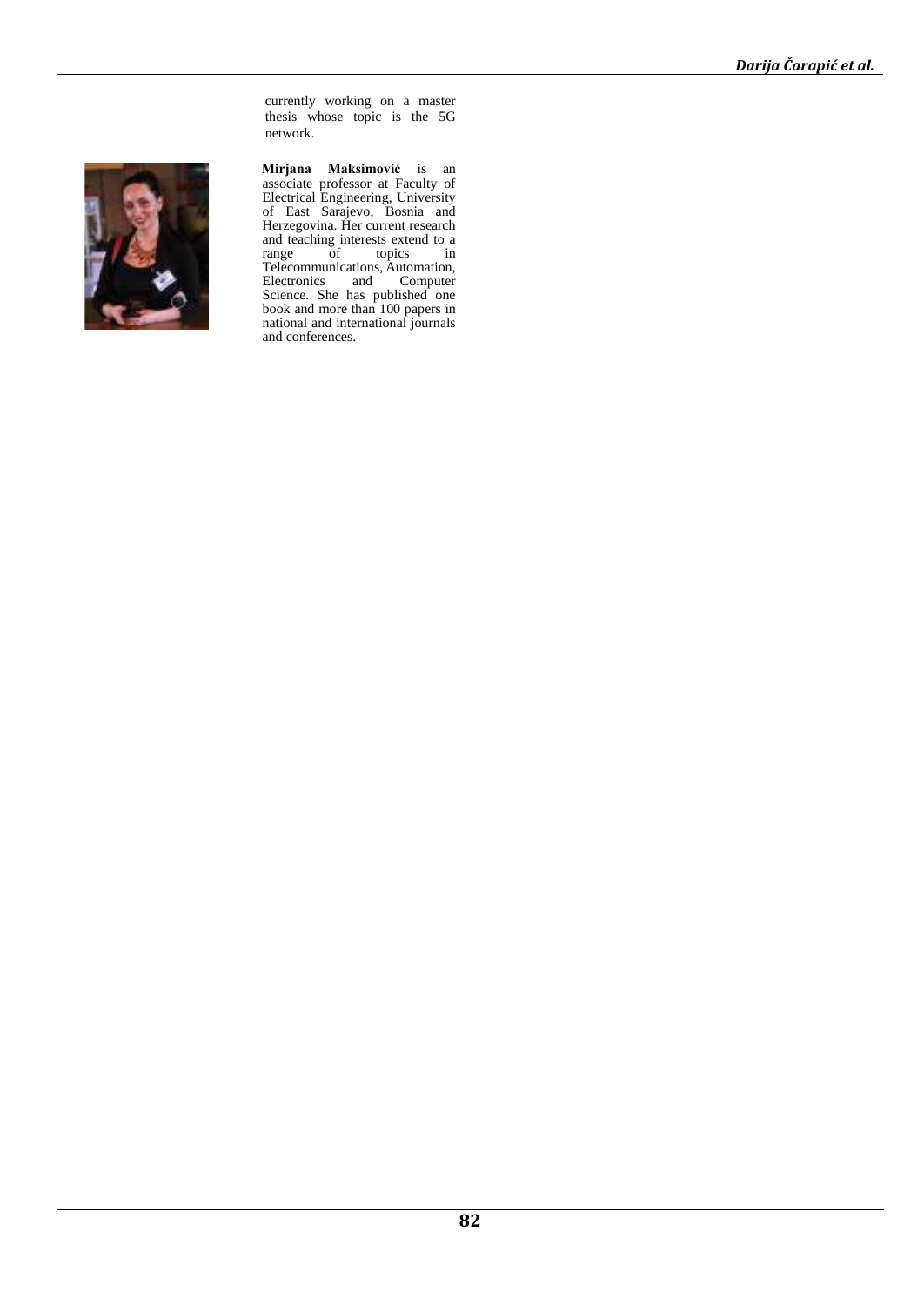currently working on a master thesis whose topic is the 5G network.

**Mirjana Maksimović** is an associate professor at Faculty of Electrical Engineering, University of East Sarajevo, Bosnia and Herzegovina. Her current research and teaching interests extend to a range of topics in Telecommunications, Automation, Electronics and Computer Science. She has published one book and more than 100 papers in national and international journals and conferences.